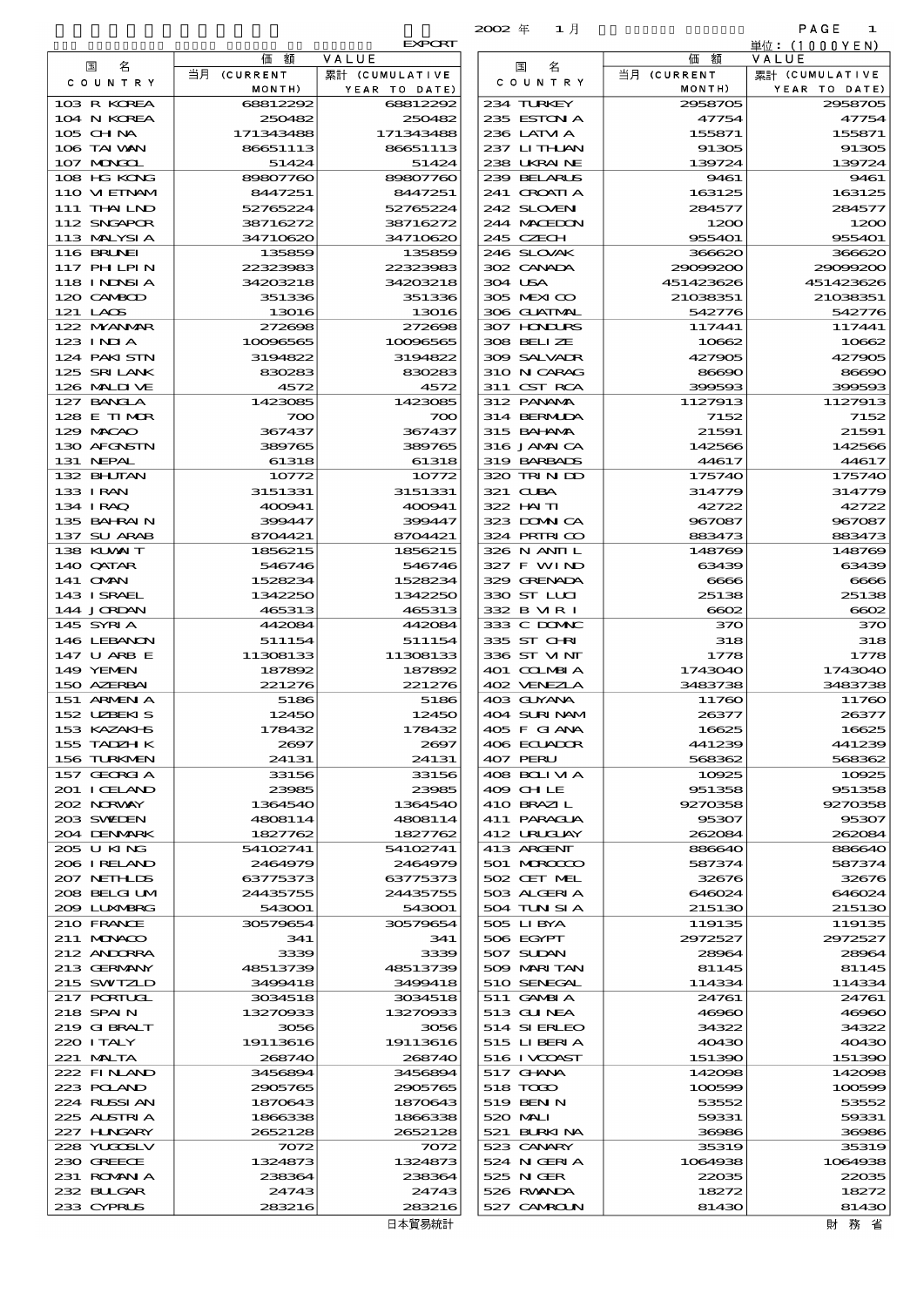EXPORT

2002 年 1 月

単位：(1000YEN)

| 国 名 COUNTRY | 価 額 VALUE 当月 (CURRENT MONTH) | 累計 (CUMULATIVE YEAR TO DATE) | 国 名 COUNTRY | 価 額 VALUE 当月 (CURRENT MONTH) | 累計 (CUMULATIVE YEAR TO DATE) |
|---|---|---|---|---|---|
| 103 R KOREA | 68812292 | 68812292 | 234 TURKEY | 2958705 | 2958705 |
| 104 N KOREA | 250482 | 250482 | 235 ESTONIA | 47754 | 47754 |
| 105 CHINA | 171343488 | 171343488 | 236 LATVIA | 155871 | 155871 |
| 106 TAIWAN | 86651113 | 86651113 | 237 LITHUAN | 91305 | 91305 |
| 107 MONGOL | 51424 | 51424 | 238 UKRAINE | 139724 | 139724 |
| 108 HG KONG | 89807760 | 89807760 | 239 BELARUS | 9461 | 9461 |
| 110 VIETNAM | 8447251 | 8447251 | 241 CROATIA | 163125 | 163125 |
| 111 THAILND | 52765224 | 52765224 | 242 SLOVEN | 284577 | 284577 |
| 112 SNGAPOR | 38716272 | 38716272 | 244 MACEDON | 1200 | 1200 |
| 113 MALYSIA | 34710620 | 34710620 | 245 CZECH | 955401 | 955401 |
| 116 BRUNEI | 135859 | 135859 | 246 SLOVAK | 366620 | 366620 |
| 117 PHILPIN | 22323983 | 22323983 | 302 CANADA | 29099200 | 29099200 |
| 118 INDNSIA | 34203218 | 34203218 | 304 USA | 451423626 | 451423626 |
| 120 CAMBOD | 351336 | 351336 | 305 MEXICO | 21038351 | 21038351 |
| 121 LAOS | 13016 | 13016 | 306 GUATMAL | 542776 | 542776 |
| 122 MYANMAR | 272698 | 272698 | 307 HONDURS | 117441 | 117441 |
| 123 INDIA | 10096565 | 10096565 | 308 BELIZE | 10662 | 10662 |
| 124 PAKISTN | 3194822 | 3194822 | 309 SALVADR | 427905 | 427905 |
| 125 SRILANK | 830283 | 830283 | 310 NICARAG | 86690 | 86690 |
| 126 MALDIVE | 4572 | 4572 | 311 CST RCA | 399593 | 399593 |
| 127 BANGLA | 1423085 | 1423085 | 312 PANAMA | 1127913 | 1127913 |
| 128 E TIMOR | 700 | 700 | 314 BERMUDA | 7152 | 7152 |
| 129 MACAO | 367437 | 367437 | 315 BAHAMA | 21591 | 21591 |
| 130 AFGNSTN | 389765 | 389765 | 316 JAMAICA | 142566 | 142566 |
| 131 NEPAL | 61318 | 61318 | 319 BARBADS | 44617 | 44617 |
| 132 BHUTAN | 10772 | 10772 | 320 TRINIDD | 175740 | 175740 |
| 133 IRAN | 3151331 | 3151331 | 321 CUBA | 314779 | 314779 |
| 134 IRAQ | 400941 | 400941 | 322 HAITI | 42722 | 42722 |
| 135 BAHRAIN | 399447 | 399447 | 323 DOMNICA | 967087 | 967087 |
| 137 SU ARAB | 8704421 | 8704421 | 324 PRTRICO | 883473 | 883473 |
| 138 KUWAIT | 1856215 | 1856215 | 326 N ANTIL | 148769 | 148769 |
| 140 QATAR | 546746 | 546746 | 327 F WIND | 63439 | 63439 |
| 141 OMAN | 1528234 | 1528234 | 329 GRENADA | 6666 | 6666 |
| 143 ISRAEL | 1342250 | 1342250 | 330 ST LUCI | 25138 | 25138 |
| 144 JORDAN | 465313 | 465313 | 332 B VIRI | 6602 | 6602 |
| 145 SYRIA | 442084 | 442084 | 333 C DOMNC | 370 | 370 |
| 146 LEBANON | 511154 | 511154 | 335 ST CHRI | 318 | 318 |
| 147 U ARB E | 11308133 | 11308133 | 336 ST VINT | 1778 | 1778 |
| 149 YEMEN | 187892 | 187892 | 401 COLMBIA | 1743040 | 1743040 |
| 150 AZERBAI | 221276 | 221276 | 402 VENEZLA | 3483738 | 3483738 |
| 151 ARMENIA | 5186 | 5186 | 403 GUYANA | 11760 | 11760 |
| 152 UZBEKIS | 12450 | 12450 | 404 SURINAM | 26377 | 26377 |
| 153 KAZAKHS | 178432 | 178432 | 405 F GIANA | 16625 | 16625 |
| 155 TADZHIK | 2697 | 2697 | 406 ECUADOR | 441239 | 441239 |
| 156 TURKMEN | 24131 | 24131 | 407 PERU | 568362 | 568362 |
| 157 GEORGIA | 33156 | 33156 | 408 BOLIVIA | 10925 | 10925 |
| 201 ICELAND | 23985 | 23985 | 409 CHILE | 951358 | 951358 |
| 202 NORWAY | 1364540 | 1364540 | 410 BRAZIL | 9270358 | 9270358 |
| 203 SWEDEN | 4808114 | 4808114 | 411 PARAGUA | 95307 | 95307 |
| 204 DENMARK | 1827762 | 1827762 | 412 URUGUAY | 262084 | 262084 |
| 205 U KING | 54102741 | 54102741 | 413 ARGENT | 886640 | 886640 |
| 206 IRELAND | 2464979 | 2464979 | 501 MOROCCO | 587374 | 587374 |
| 207 NETHLDS | 63775373 | 63775373 | 502 CET MEL | 32676 | 32676 |
| 208 BELGIUM | 24435755 | 24435755 | 503 ALGERIA | 646024 | 646024 |
| 209 LUXMBRG | 543001 | 543001 | 504 TUNISIA | 215130 | 215130 |
| 210 FRANCE | 30579654 | 30579654 | 505 LIBYA | 119135 | 119135 |
| 211 MONACO | 341 | 341 | 506 EGYPT | 2972527 | 2972527 |
| 212 ANDORRA | 3339 | 3339 | 507 SUDAN | 28964 | 28964 |
| 213 GERMANY | 48513739 | 48513739 | 509 MARITAN | 81145 | 81145 |
| 215 SWITZLD | 3499418 | 3499418 | 510 SENEGAL | 114334 | 114334 |
| 217 PORTUGL | 3034518 | 3034518 | 511 GAMBIA | 24761 | 24761 |
| 218 SPAIN | 13270933 | 13270933 | 513 GUINEA | 46960 | 46960 |
| 219 GIBRALT | 3056 | 3056 | 514 SIERLEO | 34322 | 34322 |
| 220 ITALY | 19113616 | 19113616 | 515 LIBERIA | 40430 | 40430 |
| 221 MALTA | 268740 | 268740 | 516 IVCOAST | 151390 | 151390 |
| 222 FINLAND | 3456894 | 3456894 | 517 GHANA | 142098 | 142098 |
| 223 POLAND | 2905765 | 2905765 | 518 TOGO | 100599 | 100599 |
| 224 RUSSIAN | 1870643 | 1870643 | 519 BENIN | 53552 | 53552 |
| 225 AUSTRIA | 1866338 | 1866338 | 520 MALI | 59331 | 59331 |
| 227 HUNGARY | 2652128 | 2652128 | 521 BURKINA | 36986 | 36986 |
| 228 YUGOSLV | 7072 | 7072 | 523 CANARY | 35319 | 35319 |
| 230 GREECE | 1324873 | 1324873 | 524 NIGERIA | 1064938 | 1064938 |
| 231 ROMANIA | 238364 | 238364 | 525 NIGER | 22035 | 22035 |
| 232 BULGAR | 24743 | 24743 | 526 RWANDA | 18272 | 18272 |
| 233 CYPRUS | 283216 | 283216 | 527 CAMROUN | 81430 | 81430 |

日本貿易統計　　財 務 省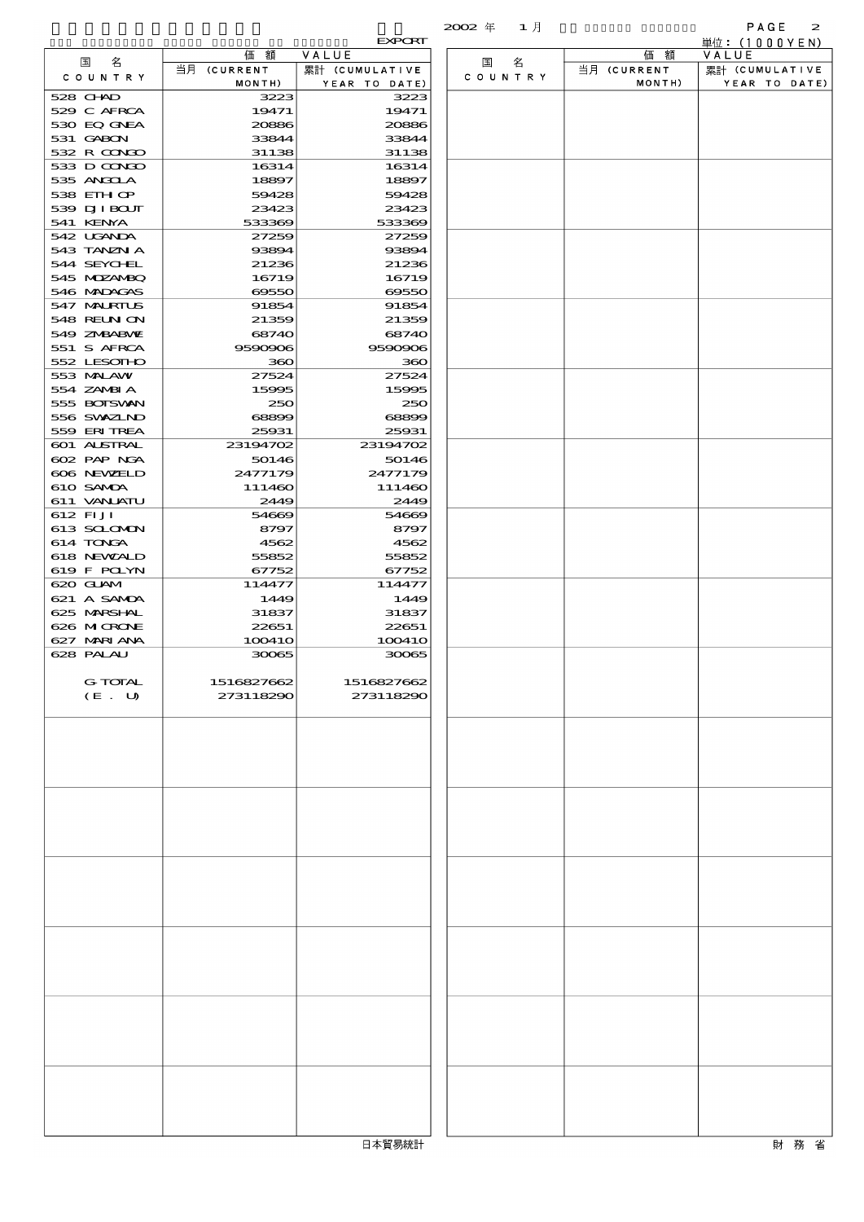EXPORT

2002 年 1 月

単位：(1000YEN)

| 国 名 COUNTRY | 価 額 VALUE 当月 (CURRENT MONTH) | 累計 (CUMULATIVE YEAR TO DATE) |
|---|---|---|
| 528 CHAD | 3223 | 3223 |
| 529 C AFRCA | 19471 | 19471 |
| 530 EQ GNEA | 20886 | 20886 |
| 531 GABON | 33844 | 33844 |
| 532 R CONGO | 31138 | 31138 |
| 533 D CONGO | 16314 | 16314 |
| 535 ANGOLA | 18897 | 18897 |
| 538 ETHIOP | 59428 | 59428 |
| 539 DJIBOUT | 23423 | 23423 |
| 541 KENYA | 533369 | 533369 |
| 542 UGANDA | 27259 | 27259 |
| 543 TANZNIA | 93894 | 93894 |
| 544 SEYCHEL | 21236 | 21236 |
| 545 MOZAMBQ | 16719 | 16719 |
| 546 MADAGAS | 69550 | 69550 |
| 547 MAURTUS | 91854 | 91854 |
| 548 REUNION | 21359 | 21359 |
| 549 ZMBABWE | 68740 | 68740 |
| 551 S AFRCA | 9590906 | 9590906 |
| 552 LESOTHO | 360 | 360 |
| 553 MALAWI | 27524 | 27524 |
| 554 ZAMBIA | 15995 | 15995 |
| 555 BOTSWAN | 250 | 250 |
| 556 SWAZLND | 68899 | 68899 |
| 559 ERITREA | 25931 | 25931 |
| 601 AUSTRAL | 23194702 | 23194702 |
| 602 PAP NGA | 50146 | 50146 |
| 606 NEWZELD | 2477179 | 2477179 |
| 610 SAMOA | 111460 | 111460 |
| 611 VANUATU | 2449 | 2449 |
| 612 FIJI | 54669 | 54669 |
| 613 SOLOMON | 8797 | 8797 |
| 614 TONGA | 4562 | 4562 |
| 618 NEWCALD | 55852 | 55852 |
| 619 F POLYN | 67752 | 67752 |
| 620 GUAM | 114477 | 114477 |
| 621 A SAMOA | 1449 | 1449 |
| 625 MARSHAL | 31837 | 31837 |
| 626 MICRONE | 22651 | 22651 |
| 627 MARIANA | 100410 | 100410 |
| 628 PALAU | 30065 | 30065 |
| G-TOTAL | 1516827662 | 1516827662 |
| (E. U) | 273118290 | 273118290 |

日本貿易統計

財 務 省